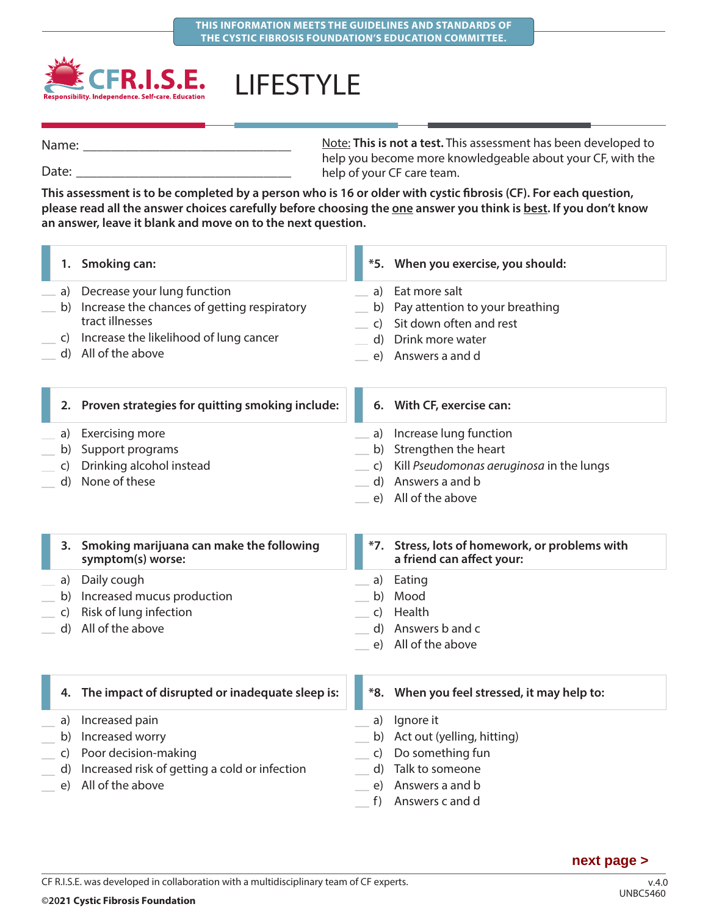THIS INFORMATION MEETS THE GUIDELINES AND STANDARDS OF THE CYSTIC FIBROSIS FOUNDATION'S EDUCATION COMMITTEE.

CFR.I.S.E.
Responsibility. Independence. Self-care. Education

# LIFESTYLE

Name: ______________________________

Date: ______________________________

Note: **This is not a test.** This assessment has been developed to help you become more knowledgeable about your CF, with the help of your CF care team.

**This assessment is to be completed by a person who is 16 or older with cystic fibrosis (CF). For each question, please read all the answer choices carefully before choosing the one answer you think is best. If you don't know an answer, leave it blank and move on to the next question.**

**1. Smoking can:**

___ a) Decrease your lung function
___ b) Increase the chances of getting respiratory tract illnesses
___ c) Increase the likelihood of lung cancer
___ d) All of the above

**2. Proven strategies for quitting smoking include:**

___ a) Exercising more
___ b) Support programs
___ c) Drinking alcohol instead
___ d) None of these

**3. Smoking marijuana can make the following symptom(s) worse:**

___ a) Daily cough
___ b) Increased mucus production
___ c) Risk of lung infection
___ d) All of the above

**4. The impact of disrupted or inadequate sleep is:**

___ a) Increased pain
___ b) Increased worry
___ c) Poor decision-making
___ d) Increased risk of getting a cold or infection
___ e) All of the above

**\*5. When you exercise, you should:**

___ a) Eat more salt
___ b) Pay attention to your breathing
___ c) Sit down often and rest
___ d) Drink more water
___ e) Answers a and d

**6. With CF, exercise can:**

___ a) Increase lung function
___ b) Strengthen the heart
___ c) Kill *Pseudomonas aeruginosa* in the lungs
___ d) Answers a and b
___ e) All of the above

**\*7. Stress, lots of homework, or problems with a friend can affect your:**

___ a) Eating
___ b) Mood
___ c) Health
___ d) Answers b and c
___ e) All of the above

**\*8. When you feel stressed, it may help to:**

___ a) Ignore it
___ b) Act out (yelling, hitting)
___ c) Do something fun
___ d) Talk to someone
___ e) Answers a and b
___ f) Answers c and d

**next page >**

CF R.I.S.E. was developed in collaboration with a multidisciplinary team of CF experts.

©2021 Cystic Fibrosis Foundation

v.4.0
UNBC5460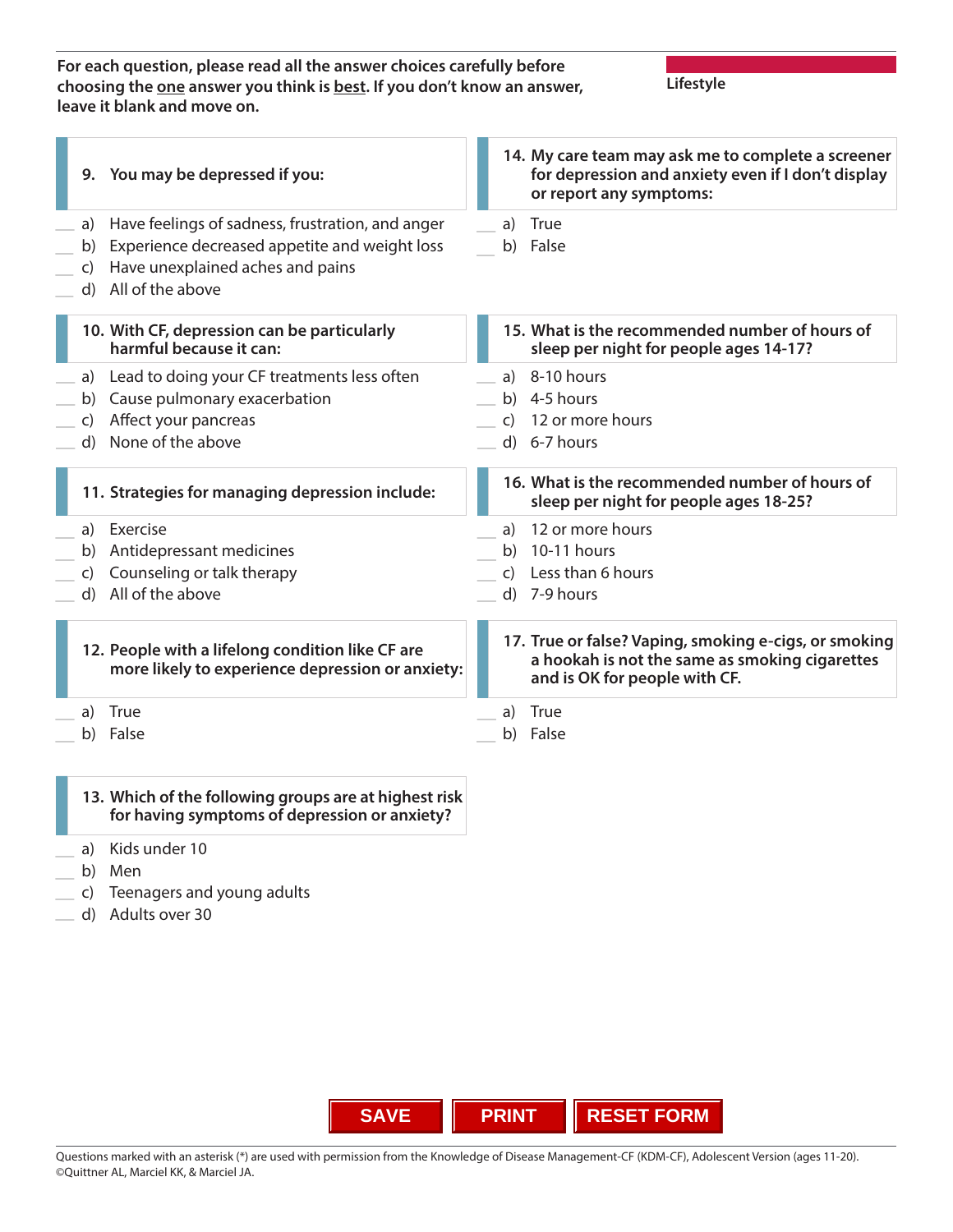**For each question, please read all the answer choices carefully before choosing the one answer you think is best. If you don't know an answer, leave it blank and move on.**

**Lifestyle**

**9. You may be depressed if you:**

- \_\_ a) Have feelings of sadness, frustration, and anger
- \_\_ b) Experience decreased appetite and weight loss
- \_\_ c) Have unexplained aches and pains
- \_\_ d) All of the above

**10. With CF, depression can be particularly harmful because it can:**

- \_\_ a) Lead to doing your CF treatments less often
- \_\_ b) Cause pulmonary exacerbation
- \_\_ c) Affect your pancreas
- \_\_ d) None of the above

**11. Strategies for managing depression include:**

- \_\_ a) Exercise
- \_\_ b) Antidepressant medicines
- \_\_ c) Counseling or talk therapy
- \_\_ d) All of the above

**12. People with a lifelong condition like CF are more likely to experience depression or anxiety:**

- \_\_ a) True
- \_\_ b) False

**13. Which of the following groups are at highest risk for having symptoms of depression or anxiety?**

- \_\_ a) Kids under 10
- \_\_ b) Men
- \_\_ c) Teenagers and young adults
- \_\_ d) Adults over 30

**14. My care team may ask me to complete a screener for depression and anxiety even if I don't display or report any symptoms:**

- \_\_ a) True
- \_\_ b) False

**15. What is the recommended number of hours of sleep per night for people ages 14-17?**

- \_\_ a) 8-10 hours
- \_\_ b) 4-5 hours
- \_\_ c) 12 or more hours
- \_\_ d) 6-7 hours

**16. What is the recommended number of hours of sleep per night for people ages 18-25?**

- \_\_ a) 12 or more hours
- \_\_ b) 10-11 hours
- \_\_ c) Less than 6 hours
- \_\_ d) 7-9 hours

**17. True or false? Vaping, smoking e-cigs, or smoking a hookah is not the same as smoking cigarettes and is OK for people with CF.**

- \_\_ a) True
- \_\_ b) False

SAVE | PRINT | RESET FORM

Questions marked with an asterisk (*) are used with permission from the Knowledge of Disease Management-CF (KDM-CF), Adolescent Version (ages 11-20). ©Quittner AL, Marciel KK, & Marciel JA.